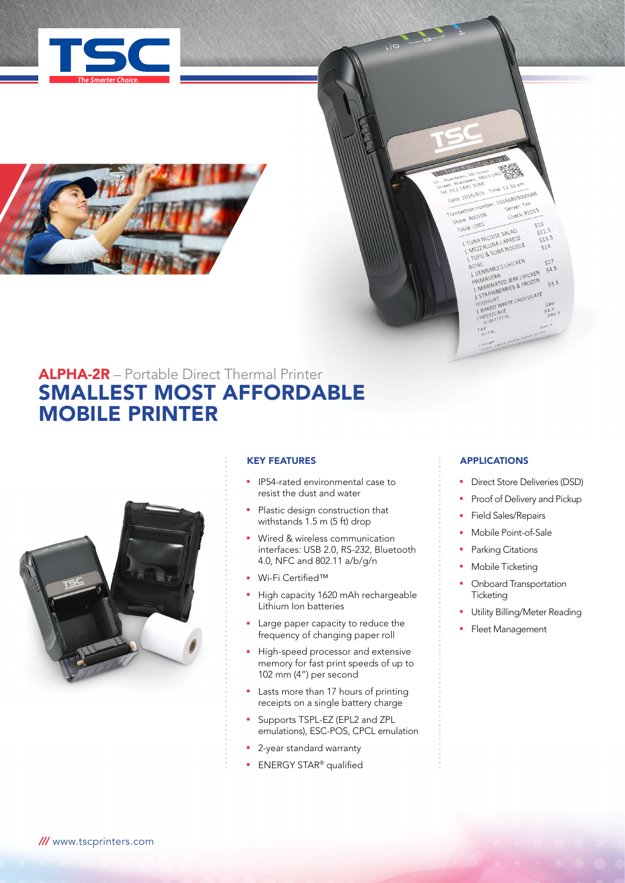# ALPHA-2R – Portable Direct Thermal Printer

## SMALLEST MOST AFFORDABLE MOBILE PRINTER

### KEY FEATURES

- IP54-rated environmental case to resist the dust and water
- Plastic design construction that withstands 1.5 m (5 ft) drop
- Wired & wireless communication interfaces: USB 2.0, RS-232, Bluetooth 4.0, NFC and 802.11 a/b/g/n
- Wi-Fi Certified™
- High capacity 1620 mAh rechargeable Lithium Ion batteries
- Large paper capacity to reduce the frequency of changing paper roll
- High-speed processor and extensive memory for fast print speeds of up to 102 mm (4") per second
- Lasts more than 17 hours of printing receipts on a single battery charge
- Supports TSPL-EZ (EPL2 and ZPL emulations), ESC-POS, CPCL emulation
- 2-year standard warranty
- ENERGY STAR® qualified

### APPLICATIONS

- Direct Store Deliveries (DSD)
- Proof of Delivery and Pickup
- Field Sales/Repairs
- Mobile Point-of-Sale
- Parking Citations
- Mobile Ticketing
- Onboard Transportation Ticketing
- Utility Billing/Meter Reading
- Fleet Management

/// www.tscprinters.com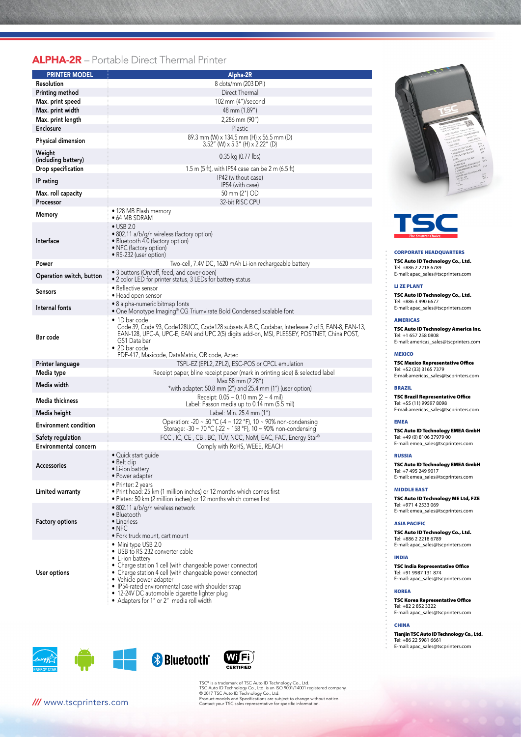## ALPHA-2R – Portable Direct Thermal Printer

| PRINTER MODEL | Alpha-2R |
|---|---|
| Resolution | 8 dots/mm (203 DPI) |
| Printing method | Direct Thermal |
| Max. print speed | 102 mm (4")/second |
| Max. print width | 48 mm (1.89") |
| Max. print length | 2,286 mm (90") |
| Enclosure | Plastic |
| Physical dimension | 89.3 mm (W) x 134.5 mm (H) x 56.5 mm (D)<br>3.52" (W) x 5.3" (H) x 2.22" (D) |
| Weight (including battery) | 0.35 kg (0.77 lbs) |
| Drop specification | 1.5 m (5 ft), with IP54 case can be 2 m (6.5 ft) |
| IP rating | IP42 (without case)<br>IP54 (with case) |
| Max. roll capacity | 50 mm (2") OD |
| Processor | 32-bit RISC CPU |
| Memory | • 128 MB Flash memory<br>• 64 MB SDRAM |
| Interface | • USB 2.0<br>• 802.11 a/b/g/n wireless (factory option)<br>• Bluetooth 4.0 (factory option)<br>• NFC (factory option)<br>• RS-232 (user option) |
| Power | Two-cell, 7.4V DC, 1620 mAh Li-ion rechargeable battery |
| Operation switch, button | • 3 buttons (On/off, feed, and cover-open)<br>• 2 color LED for printer status, 3 LEDs for battery status |
| Sensors | • Reflective sensor<br>• Head open sensor |
| Internal fonts | • 8 alpha-numeric bitmap fonts<br>• One Monotype Imaging® CG Triumvirate Bold Condensed scalable font |
| Bar code | • 1D bar code<br>Code 39, Code 93, Code128UCC, Code128 subsets A.B.C, Codabar, Interleave 2 of 5, EAN-8, EAN-13, EAN-128, UPC-A, UPC-E, EAN and UPC 2(5) digits add-on, MSI, PLESSEY, POSTNET, China POST, GS1 Data bar<br>• 2D bar code<br>PDF-417, Maxicode, DataMatrix, QR code, Aztec |
| Printer language | TSPL-EZ (EPL2, ZPL2), ESC-POS or CPCL emulation |
| Media type | Receipt paper, bline receipt paper (mark in printing side) & selected label |
| Media width | Max 58 mm (2.28")<br>*with adapter: 50.8 mm (2") and 25.4 mm (1") (user option) |
| Media thickness | Receipt: 0.05 ~ 0.10 mm (2 ~ 4 mil)<br>Label: Fasson media up to 0.14 mm (5.5 mil) |
| Media height | Label: Min. 25.4 mm (1") |
| Environment condition | Operation: -20 ~ 50 °C (-4 ~ 122 °F), 10 ~ 90% non-condensing<br>Storage: -30 ~ 70 °C (-22 ~ 158 °F), 10 ~ 90% non-condensing |
| Safety regulation | FCC , IC, CE , CB , BC, TÜV, NCC, NoM, EAC, FAC, Energy Star® |
| Environmental concern | Comply with RoHS, WEEE, REACH |
| Accessories | • Quick start guide<br>• Belt clip<br>• Li-ion battery<br>• Power adapter |
| Limited warranty | • Printer: 2 years<br>• Print head: 25 km (1 million inches) or 12 months which comes first<br>• Platen: 50 km (2 million inches) or 12 months which comes first |
| Factory options | • 802.11 a/b/g/n wireless network<br>• Bluetooth<br>• Linerless<br>• NFC<br>• Fork truck mount, cart mount |
| User options | • Mini type USB 2.0<br>• USB to RS-232 converter cable<br>• Li-ion battery<br>• Charge station 1 cell (with changeable power connector)<br>• Charge station 4 cell (with changeable power connector)<br>• Vehicle power adapter<br>• IP54-rated environmental case with shoulder strap<br>• 12-24V DC automobile cigarette lighter plug<br>• Adapters for 1" or 2" media roll width |

TSC
The Smarter Choice.

**CORPORATE HEADQUARTERS**
**TSC Auto ID Technology Co., Ltd.**
Tel: +886 2 2218 6789
E-mail: apac_sales@tscprinters.com

**LI ZE PLANT**
**TSC Auto ID Technology Co., Ltd.**
Tel: +886 3 990 6677
E-mail: apac_sales@tscprinters.com

**AMERICAS**
**TSC Auto ID Technology America Inc.**
Tel: +1 657 258 0808
E-mail: americas_sales@tscprinters.com

**MEXICO**
**TSC Mexico Representative Office**
Tel: +52 (33) 3165 7379
E-mail: americas_sales@tscprinters.com

**BRAZIL**
**TSC Brazil Representative Office**
Tel: +55 (11) 99597 8098
E-mail: americas_sales@tscprinters.com

**EMEA**
**TSC Auto ID Technology EMEA GmbH**
Tel: +49 (0) 8106 37979 00
E-mail: emea_sales@tscprinters.com

**RUSSIA**
**TSC Auto ID Technology EMEA GmbH**
Tel: +7 495 249 9017
E-mail: emea_sales@tscprinters.com

**MIDDLE EAST**
**TSC Auto ID Technology ME Ltd, FZE**
Tel: +971 4 2533 069
E-mail: emea_sales@tscprinters.com

**ASIA PACIFIC**
**TSC Auto ID Technology Co., Ltd.**
Tel: +886 2 2218 6789
E-mail: apac_sales@tscprinters.com

**INDIA**
**TSC India Representative Office**
Tel: +91 9987 131 874
E-mail: apac_sales@tscprinters.com

**KOREA**
**TSC Korea Representative Office**
Tel: +82 2 852 3322
E-mail: apac_sales@tscprinters.com

**CHINA**
**Tianjin TSC Auto ID Technology Co., Ltd.**
Tel: +86 22 5981 6661
E-mail: apac_sales@tscprinters.com

ENERGY STAR · Bluetooth® · Wi-Fi CERTIFIED

TSC® is a trademark of TSC Auto ID Technology Co., Ltd.
TSC Auto ID Technology Co., Ltd. is an ISO 9001/14001 registered company.
© 2017 TSC Auto ID Technology Co., Ltd.
Product models and Specifications are subject to change without notice.
Contact your TSC sales representative for specific information.

/// www.tscprinters.com